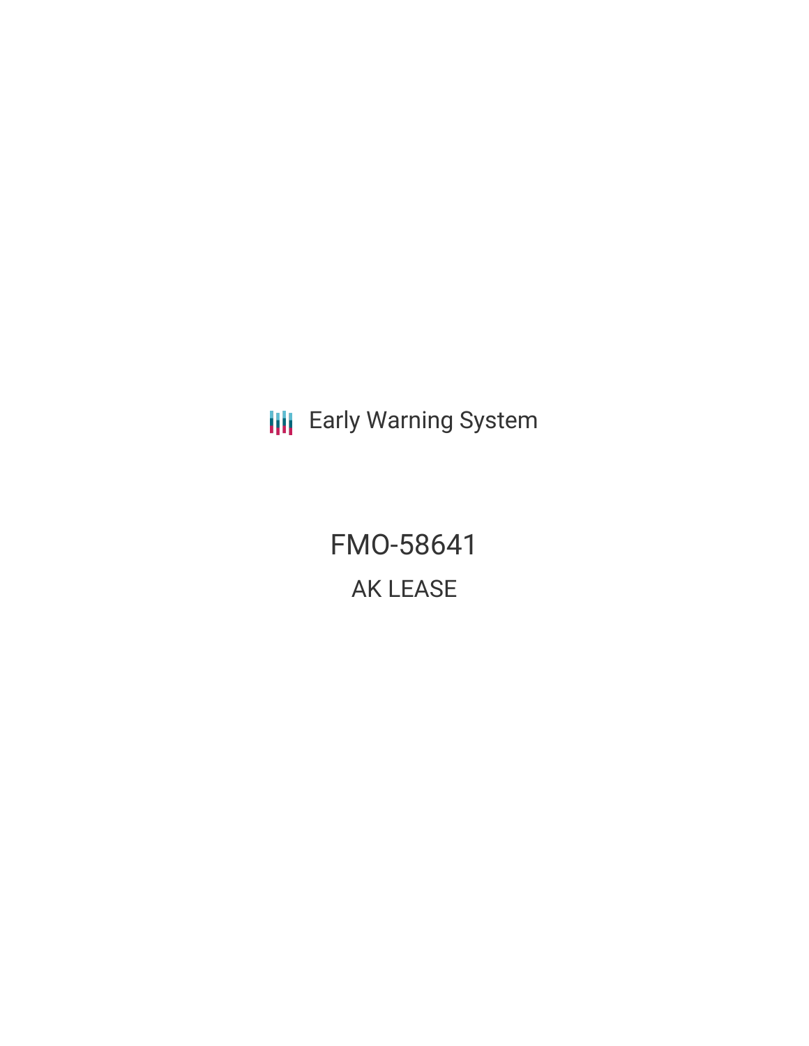Early Warning System

# FMO-58641

## AK LEASE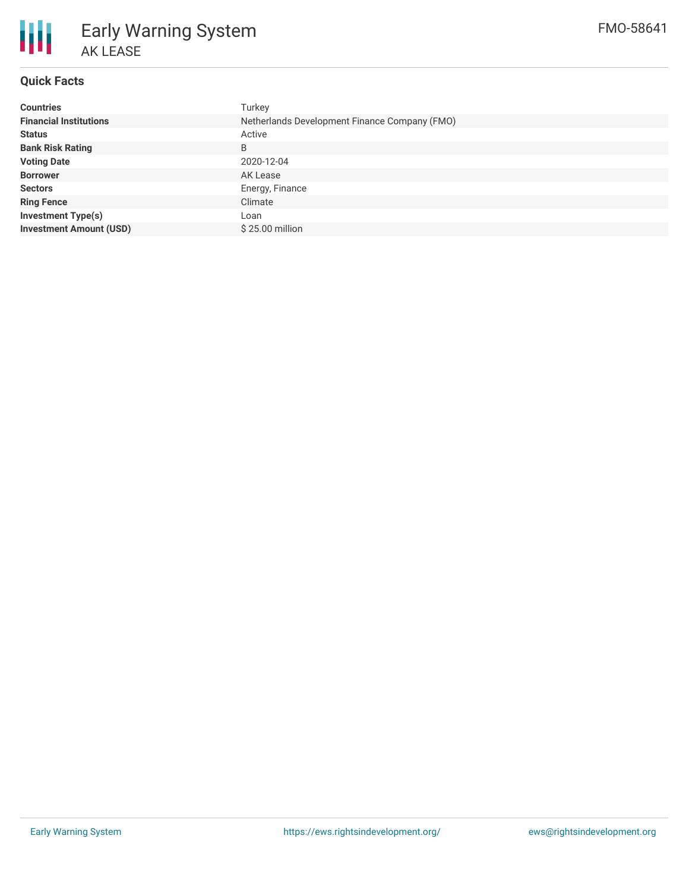# Early Warning System

## AK LEASE

FMO-58641

### Quick Facts

| | |
|---|---|
| **Countries** | Turkey |
| **Financial Institutions** | Netherlands Development Finance Company (FMO) |
| **Status** | Active |
| **Bank Risk Rating** | B |
| **Voting Date** | 2020-12-04 |
| **Borrower** | AK Lease |
| **Sectors** | Energy, Finance |
| **Ring Fence** | Climate |
| **Investment Type(s)** | Loan |
| **Investment Amount (USD)** | $ 25.00 million |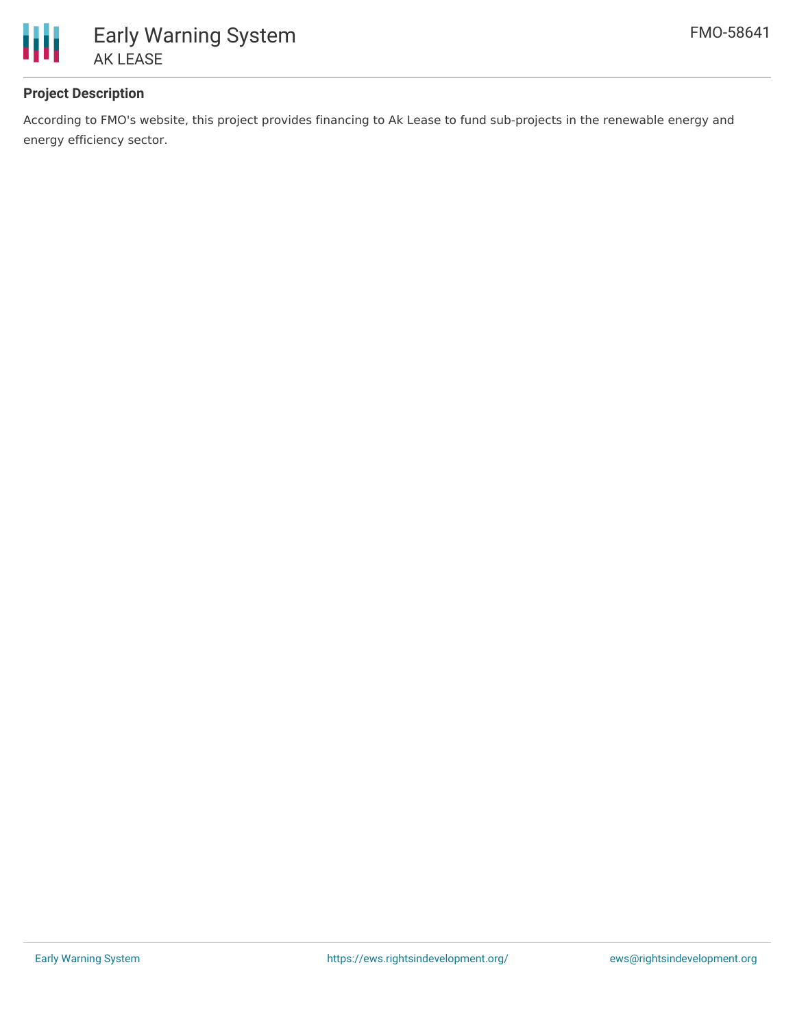**Project Description**

According to FMO's website, this project provides financing to Ak Lease to fund sub-projects in the renewable energy and energy efficiency sector.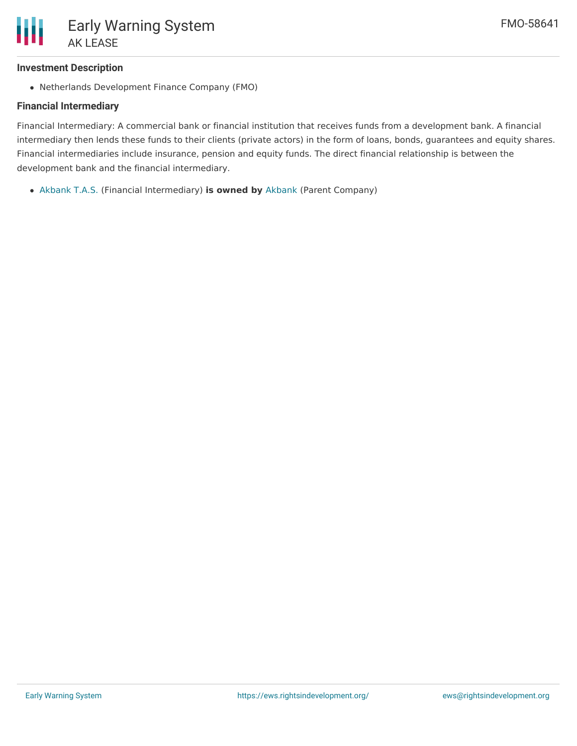#### Investment Description

- Netherlands Development Finance Company (FMO)

#### Financial Intermediary

Financial Intermediary: A commercial bank or financial institution that receives funds from a development bank. A financial intermediary then lends these funds to their clients (private actors) in the form of loans, bonds, guarantees and equity shares. Financial intermediaries include insurance, pension and equity funds. The direct financial relationship is between the development bank and the financial intermediary.

- Akbank T.A.S. (Financial Intermediary) **is owned by** Akbank (Parent Company)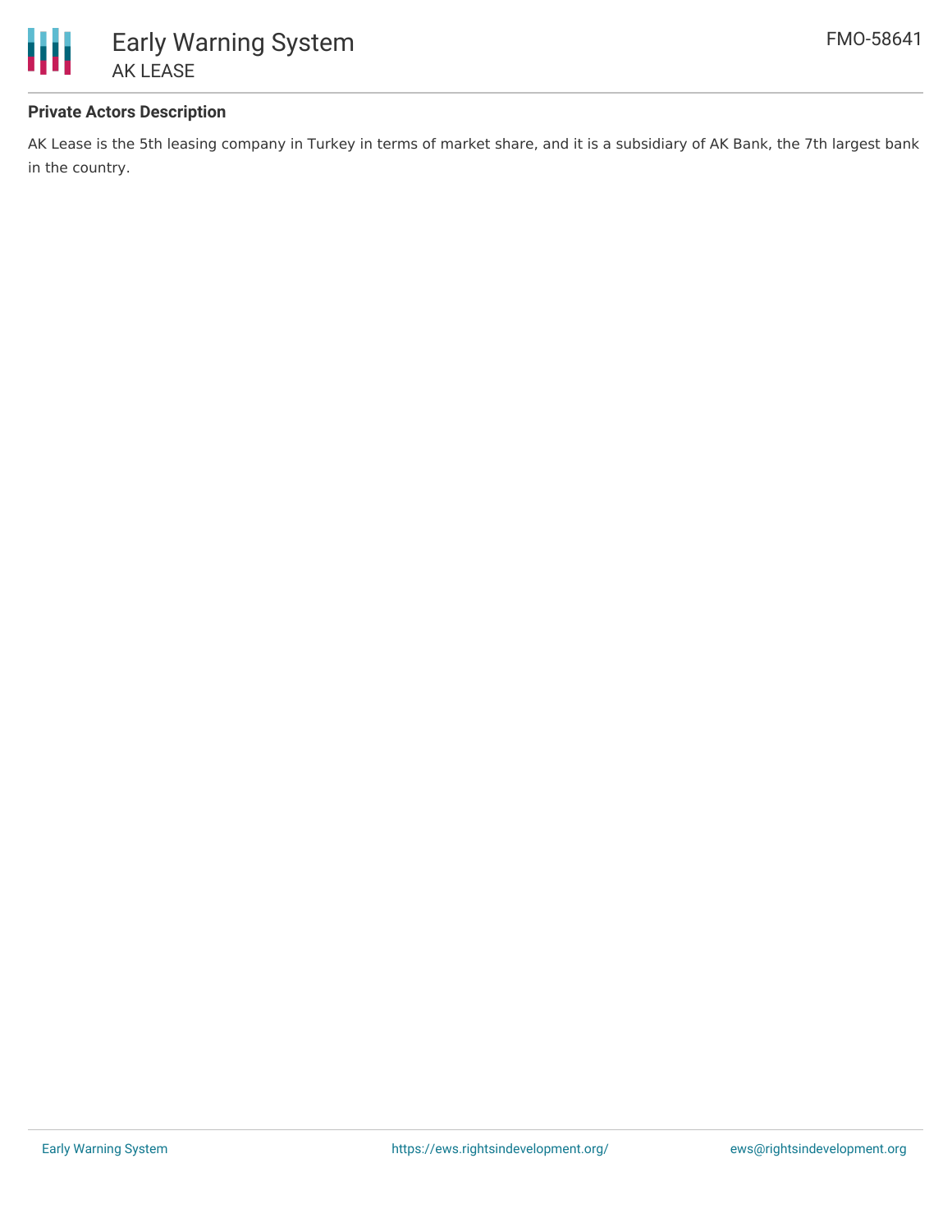**Private Actors Description**

AK Lease is the 5th leasing company in Turkey in terms of market share, and it is a subsidiary of AK Bank, the 7th largest bank in the country.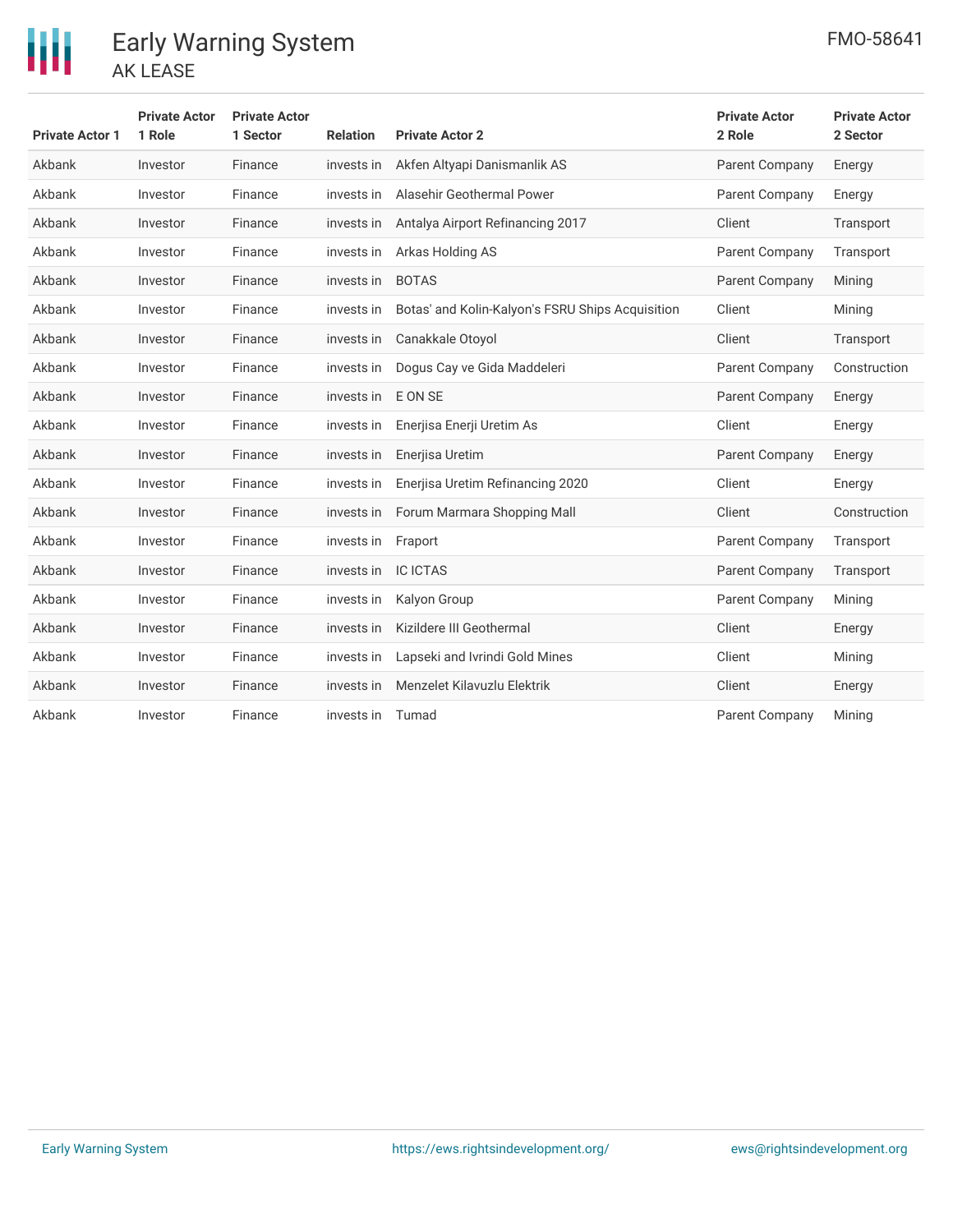| Private Actor 1 | Private Actor 1 Role | Private Actor 1 Sector | Relation | Private Actor 2 | Private Actor 2 Role | Private Actor 2 Sector |
|---|---|---|---|---|---|---|
| Akbank | Investor | Finance | invests in | Akfen Altyapi Danismanlik AS | Parent Company | Energy |
| Akbank | Investor | Finance | invests in | Alasehir Geothermal Power | Parent Company | Energy |
| Akbank | Investor | Finance | invests in | Antalya Airport Refinancing 2017 | Client | Transport |
| Akbank | Investor | Finance | invests in | Arkas Holding AS | Parent Company | Transport |
| Akbank | Investor | Finance | invests in | BOTAS | Parent Company | Mining |
| Akbank | Investor | Finance | invests in | Botas' and Kolin-Kalyon's FSRU Ships Acquisition | Client | Mining |
| Akbank | Investor | Finance | invests in | Canakkale Otoyol | Client | Transport |
| Akbank | Investor | Finance | invests in | Dogus Cay ve Gida Maddeleri | Parent Company | Construction |
| Akbank | Investor | Finance | invests in | E ON SE | Parent Company | Energy |
| Akbank | Investor | Finance | invests in | Enerjisa Enerji Uretim As | Client | Energy |
| Akbank | Investor | Finance | invests in | Enerjisa Uretim | Parent Company | Energy |
| Akbank | Investor | Finance | invests in | Enerjisa Uretim Refinancing 2020 | Client | Energy |
| Akbank | Investor | Finance | invests in | Forum Marmara Shopping Mall | Client | Construction |
| Akbank | Investor | Finance | invests in | Fraport | Parent Company | Transport |
| Akbank | Investor | Finance | invests in | IC ICTAS | Parent Company | Transport |
| Akbank | Investor | Finance | invests in | Kalyon Group | Parent Company | Mining |
| Akbank | Investor | Finance | invests in | Kizildere III Geothermal | Client | Energy |
| Akbank | Investor | Finance | invests in | Lapseki and Ivrindi Gold Mines | Client | Mining |
| Akbank | Investor | Finance | invests in | Menzelet Kilavuzlu Elektrik | Client | Energy |
| Akbank | Investor | Finance | invests in | Tumad | Parent Company | Mining |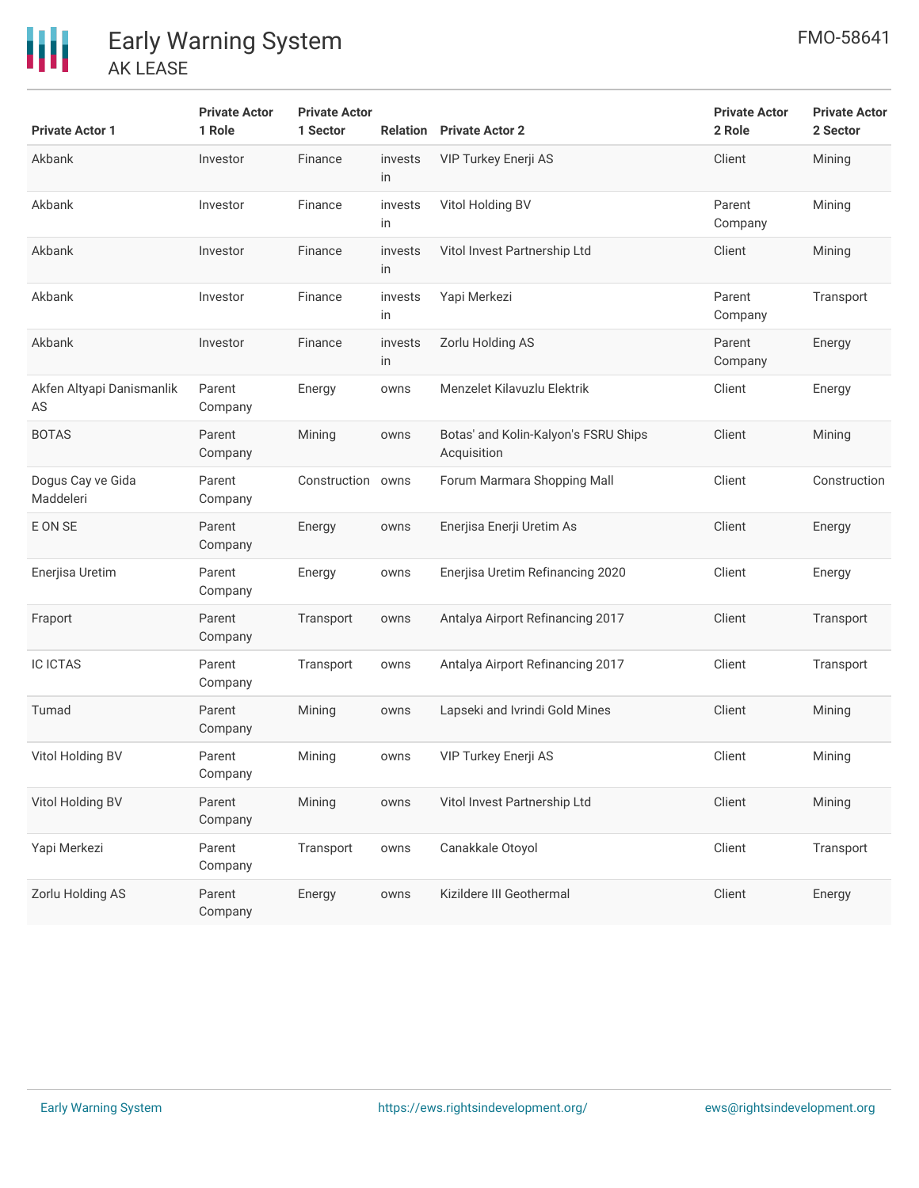| Private Actor 1 | Private Actor 1 Role | Private Actor 1 Sector | Relation | Private Actor 2 | Private Actor 2 Role | Private Actor 2 Sector |
|---|---|---|---|---|---|---|
| Akbank | Investor | Finance | invests in | VIP Turkey Enerji AS | Client | Mining |
| Akbank | Investor | Finance | invests in | Vitol Holding BV | Parent Company | Mining |
| Akbank | Investor | Finance | invests in | Vitol Invest Partnership Ltd | Client | Mining |
| Akbank | Investor | Finance | invests in | Yapi Merkezi | Parent Company | Transport |
| Akbank | Investor | Finance | invests in | Zorlu Holding AS | Parent Company | Energy |
| Akfen Altyapi Danismanlik AS | Parent Company | Energy | owns | Menzelet Kilavuzlu Elektrik | Client | Energy |
| BOTAS | Parent Company | Mining | owns | Botas' and Kolin-Kalyon's FSRU Ships Acquisition | Client | Mining |
| Dogus Cay ve Gida Maddeleri | Parent Company | Construction | owns | Forum Marmara Shopping Mall | Client | Construction |
| E ON SE | Parent Company | Energy | owns | Enerjisa Enerji Uretim As | Client | Energy |
| Enerjisa Uretim | Parent Company | Energy | owns | Enerjisa Uretim Refinancing 2020 | Client | Energy |
| Fraport | Parent Company | Transport | owns | Antalya Airport Refinancing 2017 | Client | Transport |
| IC ICTAS | Parent Company | Transport | owns | Antalya Airport Refinancing 2017 | Client | Transport |
| Tumad | Parent Company | Mining | owns | Lapseki and Ivrindi Gold Mines | Client | Mining |
| Vitol Holding BV | Parent Company | Mining | owns | VIP Turkey Enerji AS | Client | Mining |
| Vitol Holding BV | Parent Company | Mining | owns | Vitol Invest Partnership Ltd | Client | Mining |
| Yapi Merkezi | Parent Company | Transport | owns | Canakkale Otoyol | Client | Transport |
| Zorlu Holding AS | Parent Company | Energy | owns | Kizildere III Geothermal | Client | Energy |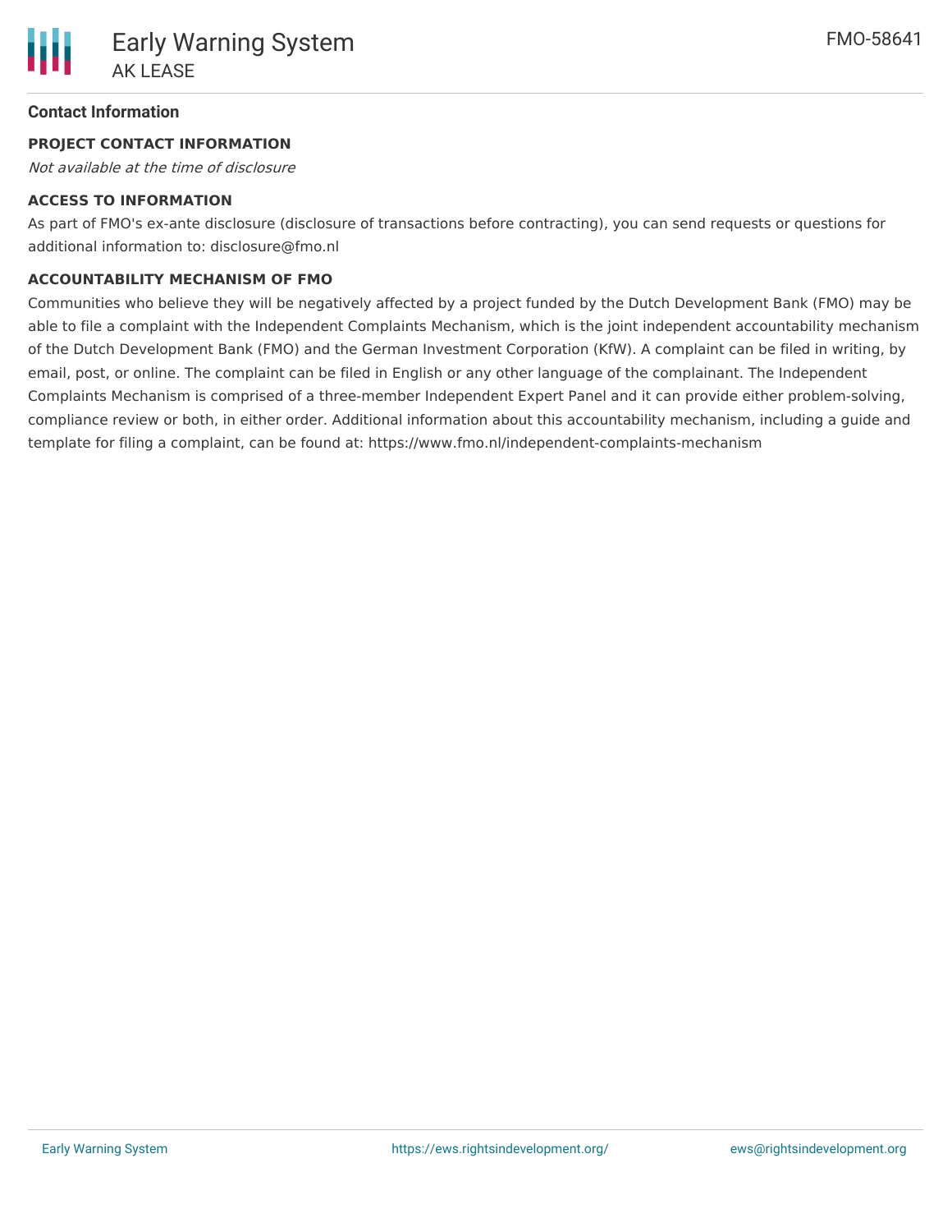## Contact Information

### PROJECT CONTACT INFORMATION

*Not available at the time of disclosure*

### ACCESS TO INFORMATION

As part of FMO's ex-ante disclosure (disclosure of transactions before contracting), you can send requests or questions for additional information to: disclosure@fmo.nl

### ACCOUNTABILITY MECHANISM OF FMO

Communities who believe they will be negatively affected by a project funded by the Dutch Development Bank (FMO) may be able to file a complaint with the Independent Complaints Mechanism, which is the joint independent accountability mechanism of the Dutch Development Bank (FMO) and the German Investment Corporation (KfW). A complaint can be filed in writing, by email, post, or online. The complaint can be filed in English or any other language of the complainant. The Independent Complaints Mechanism is comprised of a three-member Independent Expert Panel and it can provide either problem-solving, compliance review or both, in either order. Additional information about this accountability mechanism, including a guide and template for filing a complaint, can be found at: https://www.fmo.nl/independent-complaints-mechanism